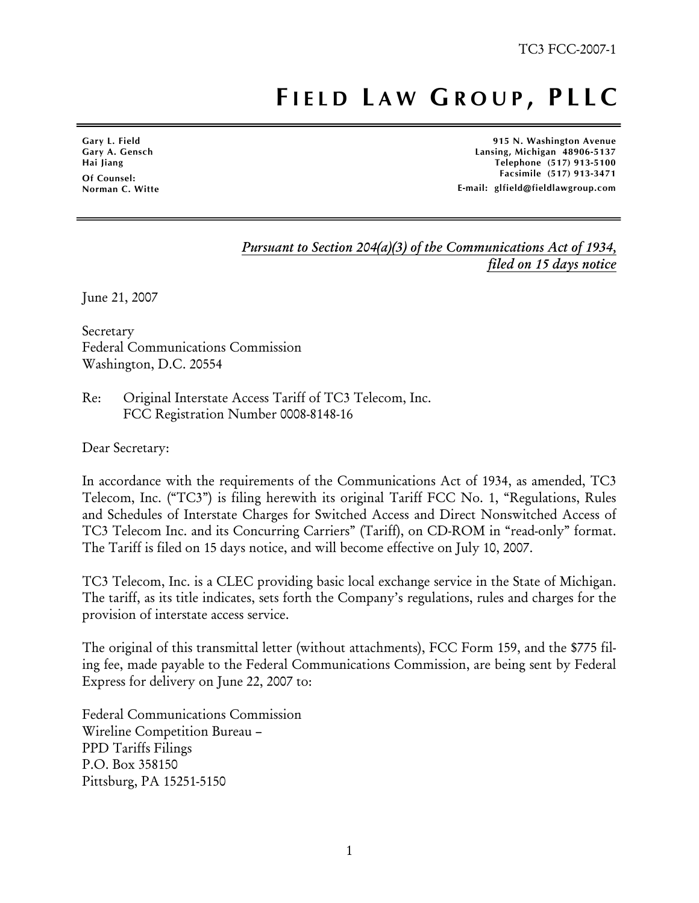TC3 FCC-2007-1

# FIELD LAW GROUP, PLLC

**Gary L. Field**
**Gary A. Gensch**
**Hai Jiang**
**Of Counsel:**
**Norman C. Witte**

**915 N. Washington Avenue**
**Lansing, Michigan 48906-5137**
**Telephone (517) 913-5100**
**Facsimile (517) 913-3471**
**E-mail: glfield@fieldlawgroup.com**

*Pursuant to Section 204(a)(3) of the Communications Act of 1934, filed on 15 days notice*

June 21, 2007

Secretary
Federal Communications Commission
Washington, D.C. 20554

Re: Original Interstate Access Tariff of TC3 Telecom, Inc.
FCC Registration Number 0008-8148-16

Dear Secretary:

In accordance with the requirements of the Communications Act of 1934, as amended, TC3 Telecom, Inc. ("TC3") is filing herewith its original Tariff FCC No. 1, "Regulations, Rules and Schedules of Interstate Charges for Switched Access and Direct Nonswitched Access of TC3 Telecom Inc. and its Concurring Carriers" (Tariff), on CD-ROM in "read-only" format. The Tariff is filed on 15 days notice, and will become effective on July 10, 2007.

TC3 Telecom, Inc. is a CLEC providing basic local exchange service in the State of Michigan. The tariff, as its title indicates, sets forth the Company's regulations, rules and charges for the provision of interstate access service.

The original of this transmittal letter (without attachments), FCC Form 159, and the $775 filing fee, made payable to the Federal Communications Commission, are being sent by Federal Express for delivery on June 22, 2007 to:

Federal Communications Commission
Wireline Competition Bureau –
PPD Tariffs Filings
P.O. Box 358150
Pittsburg, PA 15251-5150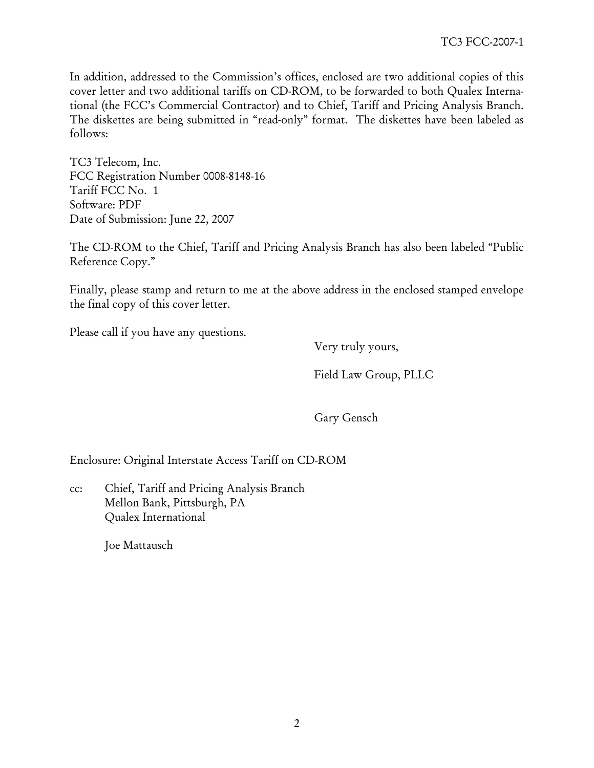In addition, addressed to the Commission's offices, enclosed are two additional copies of this cover letter and two additional tariffs on CD-ROM, to be forwarded to both Qualex International (the FCC's Commercial Contractor) and to Chief, Tariff and Pricing Analysis Branch. The diskettes are being submitted in "read-only" format. The diskettes have been labeled as follows:

TC3 Telecom, Inc.
FCC Registration Number 0008-8148-16
Tariff FCC No. 1
Software: PDF
Date of Submission: June 22, 2007

The CD-ROM to the Chief, Tariff and Pricing Analysis Branch has also been labeled "Public Reference Copy."

Finally, please stamp and return to me at the above address in the enclosed stamped envelope the final copy of this cover letter.

Please call if you have any questions.

Very truly yours,

Field Law Group, PLLC

Gary Gensch

Enclosure: Original Interstate Access Tariff on CD-ROM

cc: Chief, Tariff and Pricing Analysis Branch
Mellon Bank, Pittsburgh, PA
Qualex International

Joe Mattausch